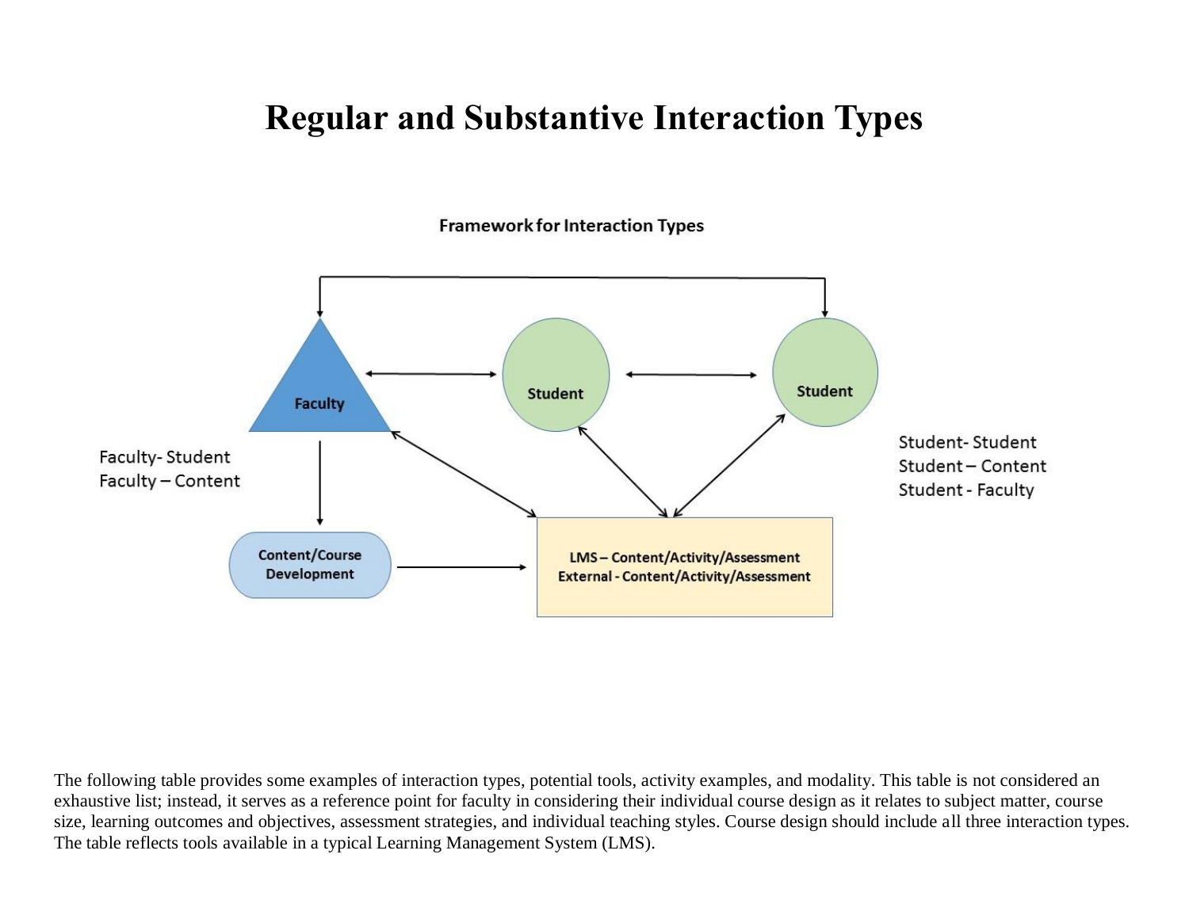# Regular and Substantive Interaction Types

**Framework for Interaction Types**

Faculty

Student

Student

Faculty- Student
Faculty – Content

Student- Student
Student – Content
Student - Faculty

Content/Course Development

LMS – Content/Activity/Assessment
External - Content/Activity/Assessment

The following table provides some examples of interaction types, potential tools, activity examples, and modality. This table is not considered an exhaustive list; instead, it serves as a reference point for faculty in considering their individual course design as it relates to subject matter, course size, learning outcomes and objectives, assessment strategies, and individual teaching styles. Course design should include all three interaction types. The table reflects tools available in a typical Learning Management System (LMS).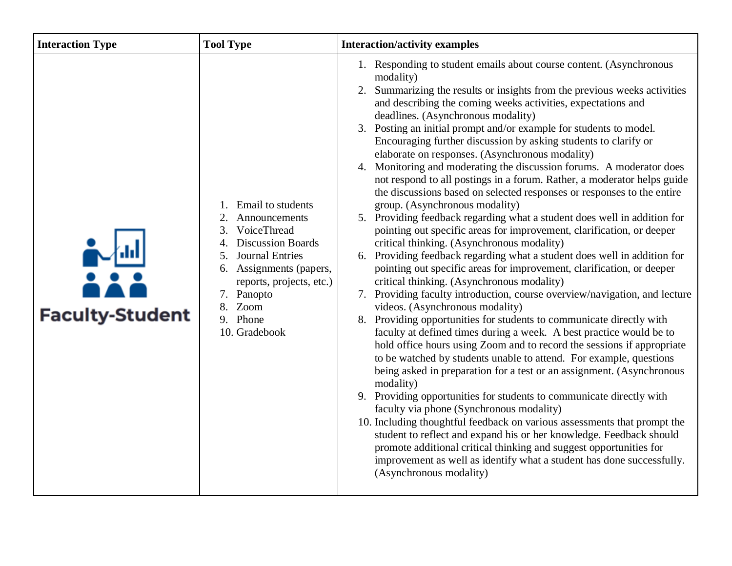| Interaction Type | Tool Type | Interaction/activity examples |
| --- | --- | --- |
| Faculty-Student | 1. Email to students<br>2. Announcements<br>3. VoiceThread<br>4. Discussion Boards<br>5. Journal Entries<br>6. Assignments (papers, reports, projects, etc.)<br>7. Panopto<br>8. Zoom<br>9. Phone<br>10. Gradebook | 1. Responding to student emails about course content. (Asynchronous modality)<br>2. Summarizing the results or insights from the previous weeks activities and describing the coming weeks activities, expectations and deadlines. (Asynchronous modality)<br>3. Posting an initial prompt and/or example for students to model. Encouraging further discussion by asking students to clarify or elaborate on responses. (Asynchronous modality)<br>4. Monitoring and moderating the discussion forums. A moderator does not respond to all postings in a forum. Rather, a moderator helps guide the discussions based on selected responses or responses to the entire group. (Asynchronous modality)<br>5. Providing feedback regarding what a student does well in addition for pointing out specific areas for improvement, clarification, or deeper critical thinking. (Asynchronous modality)<br>6. Providing feedback regarding what a student does well in addition for pointing out specific areas for improvement, clarification, or deeper critical thinking. (Asynchronous modality)<br>7. Providing faculty introduction, course overview/navigation, and lecture videos. (Asynchronous modality)<br>8. Providing opportunities for students to communicate directly with faculty at defined times during a week. A best practice would be to hold office hours using Zoom and to record the sessions if appropriate to be watched by students unable to attend. For example, questions being asked in preparation for a test or an assignment. (Asynchronous modality)<br>9. Providing opportunities for students to communicate directly with faculty via phone (Synchronous modality)<br>10. Including thoughtful feedback on various assessments that prompt the student to reflect and expand his or her knowledge. Feedback should promote additional critical thinking and suggest opportunities for improvement as well as identify what a student has done successfully. (Asynchronous modality) |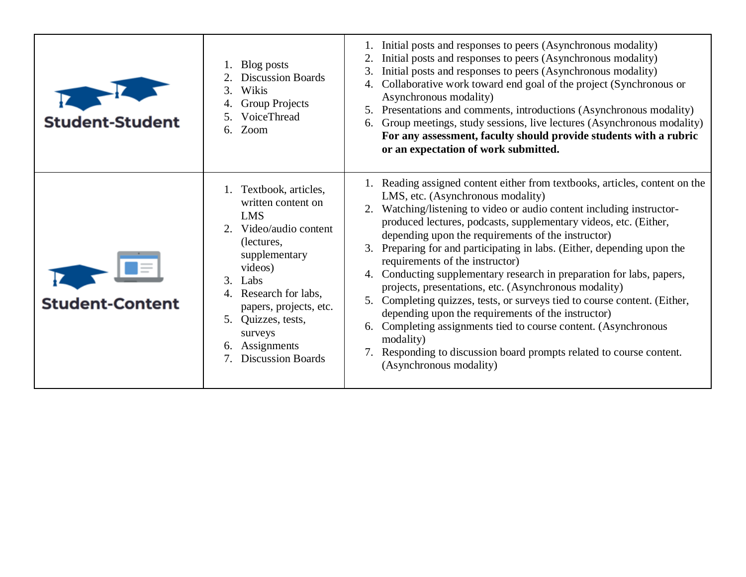| | | |
|---|---|---|
| Student-Student | 1. Blog posts<br>2. Discussion Boards<br>3. Wikis<br>4. Group Projects<br>5. VoiceThread<br>6. Zoom | 1. Initial posts and responses to peers (Asynchronous modality)<br>2. Initial posts and responses to peers (Asynchronous modality)<br>3. Initial posts and responses to peers (Asynchronous modality)<br>4. Collaborative work toward end goal of the project (Synchronous or Asynchronous modality)<br>5. Presentations and comments, introductions (Asynchronous modality)<br>6. Group meetings, study sessions, live lectures (Asynchronous modality)<br>**For any assessment, faculty should provide students with a rubric or an expectation of work submitted.** |
| Student-Content | 1. Textbook, articles, written content on LMS<br>2. Video/audio content (lectures, supplementary videos)<br>3. Labs<br>4. Research for labs, papers, projects, etc.<br>5. Quizzes, tests, surveys<br>6. Assignments<br>7. Discussion Boards | 1. Reading assigned content either from textbooks, articles, content on the LMS, etc. (Asynchronous modality)<br>2. Watching/listening to video or audio content including instructor-produced lectures, podcasts, supplementary videos, etc. (Either, depending upon the requirements of the instructor)<br>3. Preparing for and participating in labs. (Either, depending upon the requirements of the instructor)<br>4. Conducting supplementary research in preparation for labs, papers, projects, presentations, etc. (Asynchronous modality)<br>5. Completing quizzes, tests, or surveys tied to course content. (Either, depending upon the requirements of the instructor)<br>6. Completing assignments tied to course content. (Asynchronous modality)<br>7. Responding to discussion board prompts related to course content. (Asynchronous modality) |